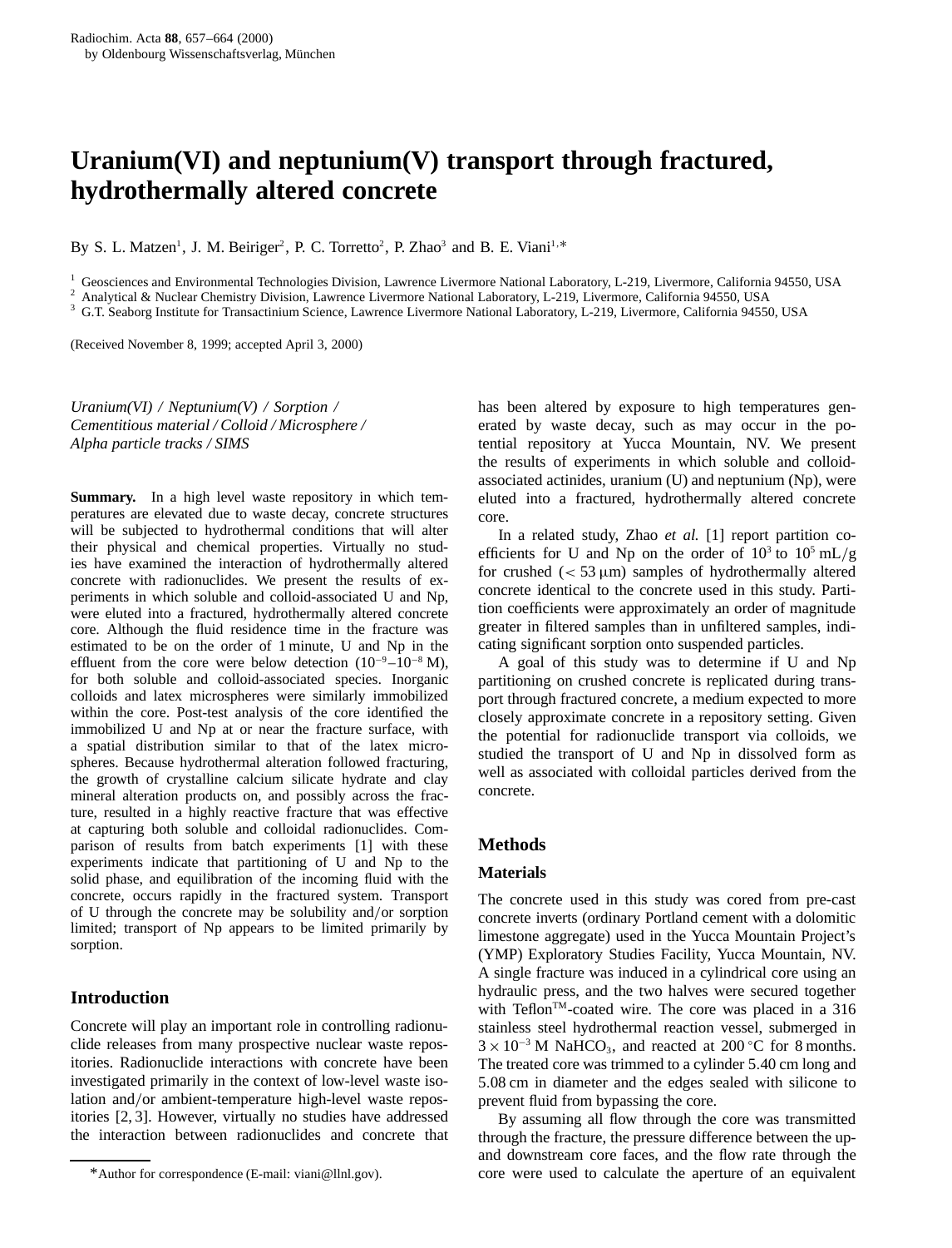# Uranium(VI) and neptunium(V) transport through fractured, hydrothermally altered concrete

By S. L. Matzen[1], J. M. Beiriger[2], P. C. Torretto[2], P. Zhao[3] and B. E. Viani[1,*]

[1] Geosciences and Environmental Technologies Division, Lawrence Livermore National Laboratory, L-219, Livermore, California 94550, USA
[2] Analytical & Nuclear Chemistry Division, Lawrence Livermore National Laboratory, L-219, Livermore, California 94550, USA
[3] G.T. Seaborg Institute for Transactinium Science, Lawrence Livermore National Laboratory, L-219, Livermore, California 94550, USA

(Received November 8, 1999; accepted April 3, 2000)

*Uranium(VI) / Neptunium(V) / Sorption / Cementitious material / Colloid / Microsphere / Alpha particle tracks / SIMS*

**Summary.** In a high level waste repository in which temperatures are elevated due to waste decay, concrete structures will be subjected to hydrothermal conditions that will alter their physical and chemical properties. Virtually no studies have examined the interaction of hydrothermally altered concrete with radionuclides. We present the results of experiments in which soluble and colloid-associated U and Np, were eluted into a fractured, hydrothermally altered concrete core. Although the fluid residence time in the fracture was estimated to be on the order of 1 minute, U and Np in the effluent from the core were below detection ($10^{-9}$–$10^{-8}$ M), for both soluble and colloid-associated species. Inorganic colloids and latex microspheres were similarly immobilized within the core. Post-test analysis of the core identified the immobilized U and Np at or near the fracture surface, with a spatial distribution similar to that of the latex microspheres. Because hydrothermal alteration followed fracturing, the growth of crystalline calcium silicate hydrate and clay mineral alteration products on, and possibly across the fracture, resulted in a highly reactive fracture that was effective at capturing both soluble and colloidal radionuclides. Comparison of results from batch experiments [1] with these experiments indicate that partitioning of U and Np to the solid phase, and equilibration of the incoming fluid with the concrete, occurs rapidly in the fractured system. Transport of U through the concrete may be solubility and/or sorption limited; transport of Np appears to be limited primarily by sorption.

## Introduction

Concrete will play an important role in controlling radionuclide releases from many prospective nuclear waste repositories. Radionuclide interactions with concrete have been investigated primarily in the context of low-level waste isolation and/or ambient-temperature high-level waste repositories [2, 3]. However, virtually no studies have addressed the interaction between radionuclides and concrete that has been altered by exposure to high temperatures generated by waste decay, such as may occur in the potential repository at Yucca Mountain, NV. We present the results of experiments in which soluble and colloid-associated actinides, uranium (U) and neptunium (Np), were eluted into a fractured, hydrothermally altered concrete core.

In a related study, Zhao *et al.* [1] report partition coefficients for U and Np on the order of $10^3$ to $10^5$ mL/g for crushed (< 53 μm) samples of hydrothermally altered concrete identical to the concrete used in this study. Partition coefficients were approximately an order of magnitude greater in filtered samples than in unfiltered samples, indicating significant sorption onto suspended particles.

A goal of this study was to determine if U and Np partitioning on crushed concrete is replicated during transport through fractured concrete, a medium expected to more closely approximate concrete in a repository setting. Given the potential for radionuclide transport via colloids, we studied the transport of U and Np in dissolved form as well as associated with colloidal particles derived from the concrete.

## Methods

### Materials

The concrete used in this study was cored from pre-cast concrete inverts (ordinary Portland cement with a dolomitic limestone aggregate) used in the Yucca Mountain Project's (YMP) Exploratory Studies Facility, Yucca Mountain, NV. A single fracture was induced in a cylindrical core using an hydraulic press, and the two halves were secured together with Teflon™-coated wire. The core was placed in a 316 stainless steel hydrothermal reaction vessel, submerged in $3 \times 10^{-3}$ M $NaHCO_3$, and reacted at 200 °C for 8 months. The treated core was trimmed to a cylinder 5.40 cm long and 5.08 cm in diameter and the edges sealed with silicone to prevent fluid from bypassing the core.

By assuming all flow through the core was transmitted through the fracture, the pressure difference between the up- and downstream core faces, and the flow rate through the core were used to calculate the aperture of an equivalent

*Author for correspondence (E-mail: viani@llnl.gov).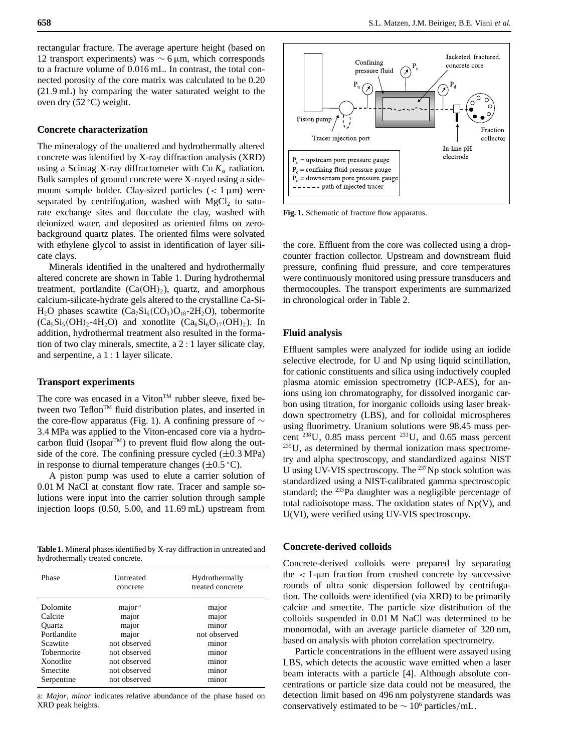rectangular fracture. The average aperture height (based on 12 transport experiments) was $\sim 6\,\mu$m, which corresponds to a fracture volume of 0.016 mL. In contrast, the total connected porosity of the core matrix was calculated to be 0.20 (21.9 mL) by comparing the water saturated weight to the oven dry (52 °C) weight.

### Concrete characterization

The mineralogy of the unaltered and hydrothermally altered concrete was identified by X-ray diffraction analysis (XRD) using a Scintag X-ray diffractometer with Cu $K_\alpha$ radiation. Bulk samples of ground concrete were X-rayed using a side-mount sample holder. Clay-sized particles ($< 1\,\mu$m) were separated by centrifugation, washed with $MgCl_2$ to saturate exchange sites and flocculate the clay, washed with deionized water, and deposited as oriented films on zero-background quartz plates. The oriented films were solvated with ethylene glycol to assist in identification of layer silicate clays.

Minerals identified in the unaltered and hydrothermally altered concrete are shown in Table 1. During hydrothermal treatment, portlandite ($Ca(OH)_2$), quartz, and amorphous calcium-silicate-hydrate gels altered to the crystalline Ca-Si-$H_2O$ phases scawtite ($Ca_7Si_6(CO_3)O_{18}$-$2H_2O$), tobermorite ($Ca_5Si_5(OH)_2$-$4H_2O$) and xonotlite ($Ca_6Si_6O_{17}(OH)_2$). In addition, hydrothermal treatment also resulted in the formation of two clay minerals, smectite, a 2 : 1 layer silicate clay, and serpentine, a 1 : 1 layer silicate.

### Transport experiments

The core was encased in a Viton™ rubber sleeve, fixed between two Teflon™ fluid distribution plates, and inserted in the core-flow apparatus (Fig. 1). A confining pressure of $\sim$ 3.4 MPa was applied to the Viton-encased core via a hydrocarbon fluid (Isopar™) to prevent fluid flow along the outside of the core. The confining pressure cycled ($\pm 0.3$ MPa) in response to diurnal temperature changes ($\pm 0.5$ °C).

A piston pump was used to elute a carrier solution of 0.01 M NaCl at constant flow rate. Tracer and sample solutions were input into the carrier solution through sample injection loops (0.50, 5.00, and 11.69 mL) upstream from the core. Effluent from the core was collected using a drop-counter fraction collector. Upstream and downstream fluid pressure, confining fluid pressure, and core temperatures were continuously monitored using pressure transducers and thermocouples. The transport experiments are summarized in chronological order in Table 2.

**Fig. 1.** Schematic of fracture flow apparatus.

**Table 1.** Mineral phases identified by X-ray diffraction in untreated and hydrothermally treated concrete.

| Phase | Untreated concrete | Hydrothermally treated concrete |
|---|---|---|
| Dolomite | major [a] | major |
| Calcite | major | major |
| Quartz | major | minor |
| Portlandite | major | not observed |
| Scawtite | not observed | minor |
| Tobermorite | not observed | minor |
| Xonotlite | not observed | minor |
| Smectite | not observed | minor |
| Serpentine | not observed | minor |

a: *Major*, *minor* indicates relative abundance of the phase based on XRD peak heights.

### Fluid analysis

Effluent samples were analyzed for iodide using an iodide selective electrode, for U and Np using liquid scintillation, for cationic constituents and silica using inductively coupled plasma atomic emission spectrometry (ICP-AES), for anions using ion chromatography, for dissolved inorganic carbon using titration, for inorganic colloids using laser breakdown spectrometry (LBS), and for colloidal microspheres using fluorimetry. Uranium solutions were 98.45 mass percent $^{238}$U, 0.85 mass percent $^{233}$U, and 0.65 mass percent $^{235}$U, as determined by thermal ionization mass spectrometry and alpha spectroscopy, and standardized against NIST U using UV-VIS spectroscopy. The $^{237}$Np stock solution was standardized using a NIST-calibrated gamma spectroscopic standard; the $^{233}$Pa daughter was a negligible percentage of total radioisotope mass. The oxidation states of Np(V), and U(VI), were verified using UV-VIS spectroscopy.

### Concrete-derived colloids

Concrete-derived colloids were prepared by separating the $< 1$-$\mu$m fraction from crushed concrete by successive rounds of ultra sonic dispersion followed by centrifugation. The colloids were identified (via XRD) to be primarily calcite and smectite. The particle size distribution of the colloids suspended in 0.01 M NaCl was determined to be monomodal, with an average particle diameter of 320 nm, based on analysis with photon correlation spectrometry.

Particle concentrations in the effluent were assayed using LBS, which detects the acoustic wave emitted when a laser beam interacts with a particle [4]. Although absolute concentrations or particle size data could not be measured, the detection limit based on 496 nm polystyrene standards was conservatively estimated to be $\sim 10^6$ particles/mL.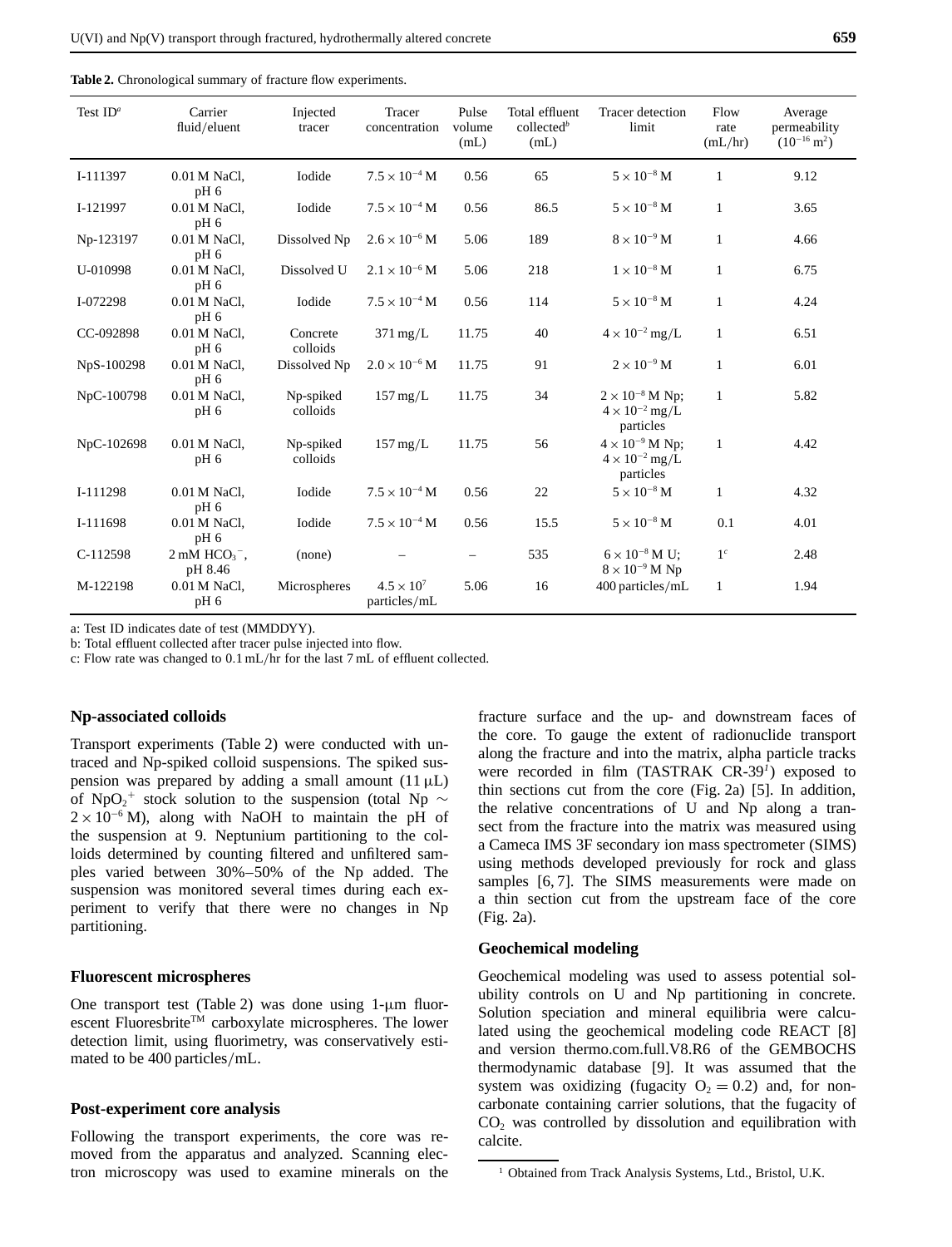**Table 2.** Chronological summary of fracture flow experiments.

| Test ID[a] | Carrier fluid/eluent | Injected tracer | Tracer concentration | Pulse volume (mL) | Total effluent collected[b] (mL) | Tracer detection limit | Flow rate (mL/hr) | Average permeability ($10^{-16}$ m$^2$) |
|---|---|---|---|---|---|---|---|---|
| I-111397 | 0.01 M NaCl, pH 6 | Iodide | $7.5 \times 10^{-4}$ M | 0.56 | 65 | $5 \times 10^{-8}$ M | 1 | 9.12 |
| I-121997 | 0.01 M NaCl, pH 6 | Iodide | $7.5 \times 10^{-4}$ M | 0.56 | 86.5 | $5 \times 10^{-8}$ M | 1 | 3.65 |
| Np-123197 | 0.01 M NaCl, pH 6 | Dissolved Np | $2.6 \times 10^{-6}$ M | 5.06 | 189 | $8 \times 10^{-9}$ M | 1 | 4.66 |
| U-010998 | 0.01 M NaCl, pH 6 | Dissolved U | $2.1 \times 10^{-6}$ M | 5.06 | 218 | $1 \times 10^{-8}$ M | 1 | 6.75 |
| I-072298 | 0.01 M NaCl, pH 6 | Iodide | $7.5 \times 10^{-4}$ M | 0.56 | 114 | $5 \times 10^{-8}$ M | 1 | 4.24 |
| CC-092898 | 0.01 M NaCl, pH 6 | Concrete colloids | 371 mg/L | 11.75 | 40 | $4 \times 10^{-2}$ mg/L | 1 | 6.51 |
| NpS-100298 | 0.01 M NaCl, pH 6 | Dissolved Np | $2.0 \times 10^{-6}$ M | 11.75 | 91 | $2 \times 10^{-9}$ M | 1 | 6.01 |
| NpC-100798 | 0.01 M NaCl, pH 6 | Np-spiked colloids | 157 mg/L | 11.75 | 34 | $2 \times 10^{-8}$ M Np; $4 \times 10^{-2}$ mg/L particles | 1 | 5.82 |
| NpC-102698 | 0.01 M NaCl, pH 6 | Np-spiked colloids | 157 mg/L | 11.75 | 56 | $4 \times 10^{-9}$ M Np; $4 \times 10^{-2}$ mg/L particles | 1 | 4.42 |
| I-111298 | 0.01 M NaCl, pH 6 | Iodide | $7.5 \times 10^{-4}$ M | 0.56 | 22 | $5 \times 10^{-8}$ M | 1 | 4.32 |
| I-111698 | 0.01 M NaCl, pH 6 | Iodide | $7.5 \times 10^{-4}$ M | 0.56 | 15.5 | $5 \times 10^{-8}$ M | 0.1 | 4.01 |
| C-112598 | 2 mM $HCO_3^-$, pH 8.46 | (none) | – | – | 535 | $6 \times 10^{-8}$ M U; $8 \times 10^{-9}$ M Np | 1[c] | 2.48 |
| M-122198 | 0.01 M NaCl, pH 6 | Microspheres | $4.5 \times 10^{7}$ particles/mL | 5.06 | 16 | 400 particles/mL | 1 | 1.94 |

a: Test ID indicates date of test (MMDDYY).
b: Total effluent collected after tracer pulse injected into flow.
c: Flow rate was changed to 0.1 mL/hr for the last 7 mL of effluent collected.

### Np-associated colloids

Transport experiments (Table 2) were conducted with untraced and Np-spiked colloid suspensions. The spiked suspension was prepared by adding a small amount (11 μL) of $NpO_2^+$ stock solution to the suspension (total Np $\sim 2 \times 10^{-6}$ M), along with NaOH to maintain the pH of the suspension at 9. Neptunium partitioning to the colloids determined by counting filtered and unfiltered samples varied between 30%–50% of the Np added. The suspension was monitored several times during each experiment to verify that there were no changes in Np partitioning.

### Fluorescent microspheres

One transport test (Table 2) was done using 1-μm fluorescent Fluoresbrite™ carboxylate microspheres. The lower detection limit, using fluorimetry, was conservatively estimated to be 400 particles/mL.

### Post-experiment core analysis

Following the transport experiments, the core was removed from the apparatus and analyzed. Scanning electron microscopy was used to examine minerals on the fracture surface and the up- and downstream faces of the core. To gauge the extent of radionuclide transport along the fracture and into the matrix, alpha particle tracks were recorded in film (TASTRAK CR-39[1]) exposed to thin sections cut from the core (Fig. 2a) [5]. In addition, the relative concentrations of U and Np along a transect from the fracture into the matrix was measured using a Cameca IMS 3F secondary ion mass spectrometer (SIMS) using methods developed previously for rock and glass samples [6, 7]. The SIMS measurements were made on a thin section cut from the upstream face of the core (Fig. 2a).

### Geochemical modeling

Geochemical modeling was used to assess potential solubility controls on U and Np partitioning in concrete. Solution speciation and mineral equilibria were calculated using the geochemical modeling code REACT [8] and version thermo.com.full.V8.R6 of the GEMBOCHS thermodynamic database [9]. It was assumed that the system was oxidizing (fugacity $O_2 = 0.2$) and, for non-carbonate containing carrier solutions, that the fugacity of $CO_2$ was controlled by dissolution and equilibration with calcite.

[1] Obtained from Track Analysis Systems, Ltd., Bristol, U.K.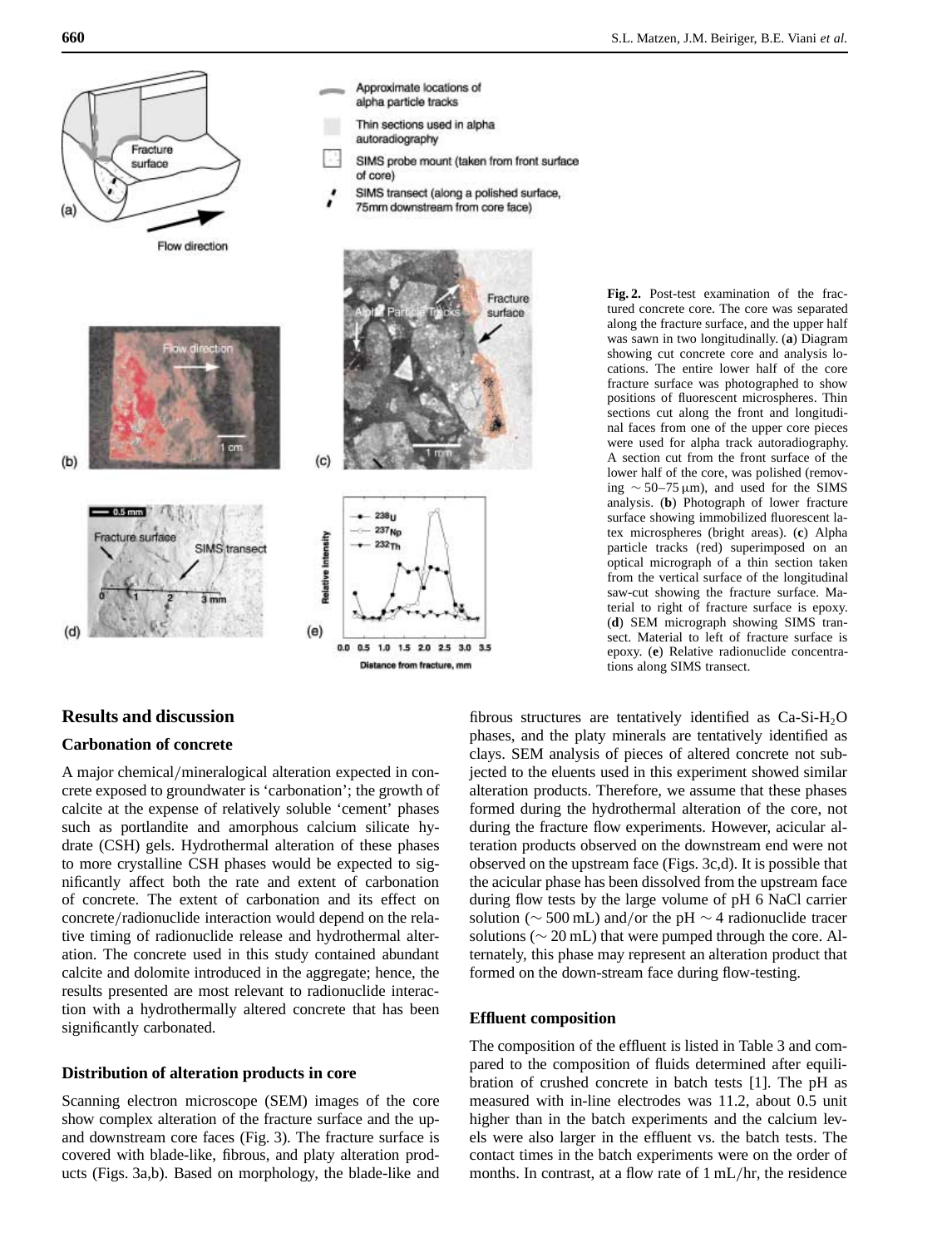**Fig. 2.** Post-test examination of the fractured concrete core. The core was separated along the fracture surface, and the upper half was sawn in two longitudinally. (**a**) Diagram showing cut concrete core and analysis locations. The entire lower half of the core fracture surface was photographed to show positions of fluorescent microspheres. Thin sections cut along the front and longitudinal faces from one of the upper core pieces were used for alpha track autoradiography. A section cut from the front surface of the lower half of the core, was polished (removing $\sim 50$–$75\,\mu$m), and used for the SIMS analysis. (**b**) Photograph of lower fracture surface showing immobilized fluorescent latex microspheres (bright areas). (**c**) Alpha particle tracks (red) superimposed on an optical micrograph of a thin section taken from the vertical surface of the longitudinal saw-cut showing the fracture surface. Material to right of fracture surface is epoxy. (**d**) SEM micrograph showing SIMS transect. Material to left of fracture surface is epoxy. (**e**) Relative radionuclide concentrations along SIMS transect.

## Results and discussion

### Carbonation of concrete

A major chemical/mineralogical alteration expected in concrete exposed to groundwater is 'carbonation'; the growth of calcite at the expense of relatively soluble 'cement' phases such as portlandite and amorphous calcium silicate hydrate (CSH) gels. Hydrothermal alteration of these phases to more crystalline CSH phases would be expected to significantly affect both the rate and extent of carbonation of concrete. The extent of carbonation and its effect on concrete/radionuclide interaction would depend on the relative timing of radionuclide release and hydrothermal alteration. The concrete used in this study contained abundant calcite and dolomite introduced in the aggregate; hence, the results presented are most relevant to radionuclide interaction with a hydrothermally altered concrete that has been significantly carbonated.

### Distribution of alteration products in core

Scanning electron microscope (SEM) images of the core show complex alteration of the fracture surface and the up- and downstream core faces (Fig. 3). The fracture surface is covered with blade-like, fibrous, and platy alteration products (Figs. 3a,b). Based on morphology, the blade-like and fibrous structures are tentatively identified as Ca-Si-$H_2O$ phases, and the platy minerals are tentatively identified as clays. SEM analysis of pieces of altered concrete not subjected to the eluents used in this experiment showed similar alteration products. Therefore, we assume that these phases formed during the hydrothermal alteration of the core, not during the fracture flow experiments. However, acicular alteration products observed on the downstream end were not observed on the upstream face (Figs. 3c,d). It is possible that the acicular phase has been dissolved from the upstream face during flow tests by the large volume of pH 6 NaCl carrier solution ($\sim 500$ mL) and/or the pH $\sim 4$ radionuclide tracer solutions ($\sim 20$ mL) that were pumped through the core. Alternately, this phase may represent an alteration product that formed on the down-stream face during flow-testing.

### Effluent composition

The composition of the effluent is listed in Table 3 and compared to the composition of fluids determined after equilibration of crushed concrete in batch tests [1]. The pH as measured with in-line electrodes was 11.2, about 0.5 unit higher than in the batch experiments and the calcium levels were also larger in the effluent vs. the batch tests. The contact times in the batch experiments were on the order of months. In contrast, at a flow rate of 1 mL/hr, the residence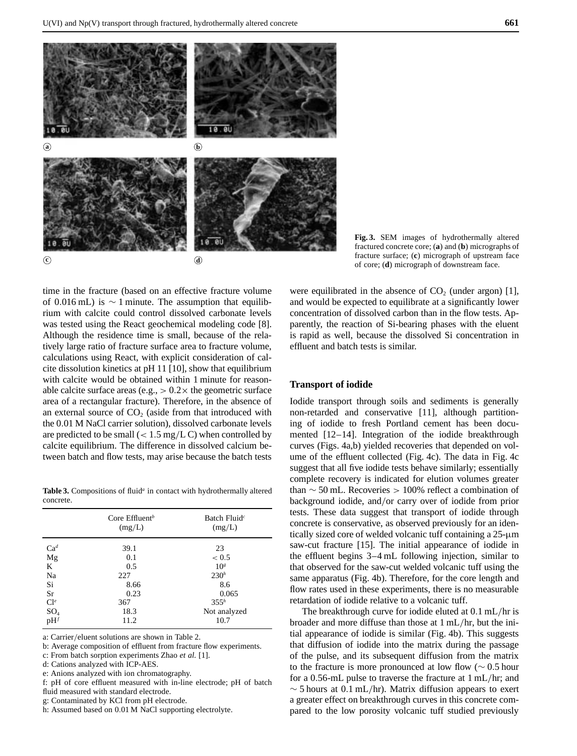Fig. 3. SEM images of hydrothermally altered fractured concrete core; (a) and (b) micrographs of fracture surface; (c) micrograph of upstream face of core; (d) micrograph of downstream face.

time in the fracture (based on an effective fracture volume of 0.016 mL) is ∼ 1 minute. The assumption that equilibrium with calcite could control dissolved carbonate levels was tested using the React geochemical modeling code [8]. Although the residence time is small, because of the relatively large ratio of fracture surface area to fracture volume, calculations using React, with explicit consideration of calcite dissolution kinetics at pH 11 [10], show that equilibrium with calcite would be obtained within 1 minute for reasonable calcite surface areas (e.g., $> 0.2\times$ the geometric surface area of a rectangular fracture). Therefore, in the absence of an external source of $CO_2$ (aside from that introduced with the 0.01 M NaCl carrier solution), dissolved carbonate levels are predicted to be small ($< 1.5$ mg/L C) when controlled by calcite equilibrium. The difference in dissolved calcium between batch and flow tests, may arise because the batch tests were equilibrated in the absence of $CO_2$ (under argon) [1], and would be expected to equilibrate at a significantly lower concentration of dissolved carbon than in the flow tests. Apparently, the reaction of Si-bearing phases with the eluent is rapid as well, because the dissolved Si concentration in effluent and batch tests is similar.

**Table 3.** Compositions of fluid[a] in contact with hydrothermally altered concrete.

| | Core Effluent[b] (mg/L) | Batch Fluid[c] (mg/L) |
|---|---|---|
| Ca[d] | 39.1 | 23 |
| Mg | 0.1 | < 0.5 |
| K | 0.5 | 10[g] |
| Na | 227 | 230[h] |
| Si | 8.66 | 8.6 |
| Sr | 0.23 | 0.065 |
| Cl[e] | 367 | 355[h] |
| $SO_4$ | 18.3 | Not analyzed |
| pH[f] | 11.2 | 10.7 |

a: Carrier/eluent solutions are shown in Table 2.
b: Average composition of effluent from fracture flow experiments.
c: From batch sorption experiments Zhao *et al.* [1].
d: Cations analyzed with ICP-AES.
e: Anions analyzed with ion chromatography.
f: pH of core effluent measured with in-line electrode; pH of batch fluid measured with standard electrode.
g: Contaminated by KCl from pH electrode.
h: Assumed based on 0.01 M NaCl supporting electrolyte.

### Transport of iodide

Iodide transport through soils and sediments is generally non-retarded and conservative [11], although partitioning of iodide to fresh Portland cement has been documented [12–14]. Integration of the iodide breakthrough curves (Figs. 4a,b) yielded recoveries that depended on volume of the effluent collected (Fig. 4c). The data in Fig. 4c suggest that all five iodide tests behave similarly; essentially complete recovery is indicated for elution volumes greater than ∼ 50 mL. Recoveries > 100% reflect a combination of background iodide, and/or carry over of iodide from prior tests. These data suggest that transport of iodide through concrete is conservative, as observed previously for an identically sized core of welded volcanic tuff containing a 25-μm saw-cut fracture [15]. The initial appearance of iodide in the effluent begins 3–4 mL following injection, similar to that observed for the saw-cut welded volcanic tuff using the same apparatus (Fig. 4b). Therefore, for the core length and flow rates used in these experiments, there is no measurable retardation of iodide relative to a volcanic tuff.

The breakthrough curve for iodide eluted at 0.1 mL/hr is broader and more diffuse than those at 1 mL/hr, but the initial appearance of iodide is similar (Fig. 4b). This suggests that diffusion of iodide into the matrix during the passage of the pulse, and its subsequent diffusion from the matrix to the fracture is more pronounced at low flow (∼ 0.5 hour for a 0.56-mL pulse to traverse the fracture at 1 mL/hr; and ∼ 5 hours at 0.1 mL/hr). Matrix diffusion appears to exert a greater effect on breakthrough curves in this concrete compared to the low porosity volcanic tuff studied previously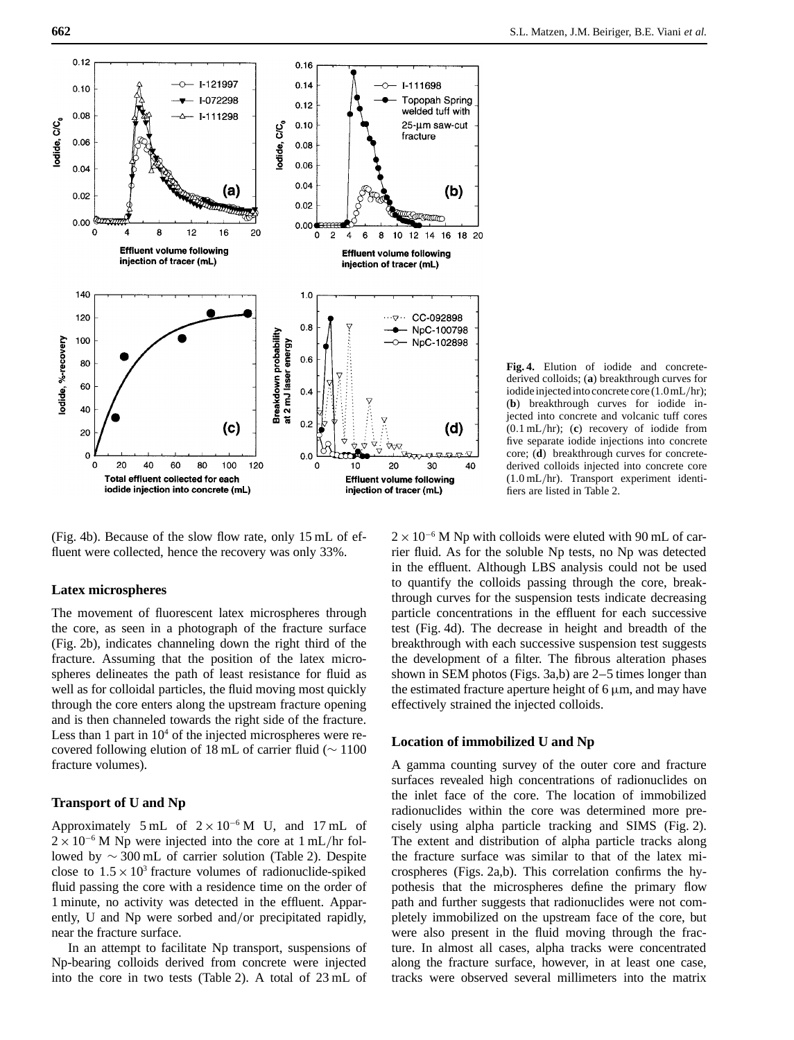Fig. 4. Elution of iodide and concrete-derived colloids; (**a**) breakthrough curves for iodide injected into concrete core (1.0 mL/hr); (**b**) breakthrough curves for iodide injected into concrete and volcanic tuff cores (0.1 mL/hr); (**c**) recovery of iodide from five separate iodide injections into concrete core; (**d**) breakthrough curves for concrete-derived colloids injected into concrete core (1.0 mL/hr). Transport experiment identifiers are listed in Table 2.

(Fig. 4b). Because of the slow flow rate, only 15 mL of effluent were collected, hence the recovery was only 33%.

### Latex microspheres

The movement of fluorescent latex microspheres through the core, as seen in a photograph of the fracture surface (Fig. 2b), indicates channeling down the right third of the fracture. Assuming that the position of the latex microspheres delineates the path of least resistance for fluid as well as for colloidal particles, the fluid moving most quickly through the core enters along the upstream fracture opening and is then channeled towards the right side of the fracture. Less than 1 part in $10^4$ of the injected microspheres were recovered following elution of 18 mL of carrier fluid ($\sim 1100$ fracture volumes).

### Transport of U and Np

Approximately 5 mL of $2 \times 10^{-6}$ M U, and 17 mL of $2 \times 10^{-6}$ M Np were injected into the core at 1 mL/hr followed by $\sim 300$ mL of carrier solution (Table 2). Despite close to $1.5 \times 10^3$ fracture volumes of radionuclide-spiked fluid passing the core with a residence time on the order of 1 minute, no activity was detected in the effluent. Apparently, U and Np were sorbed and/or precipitated rapidly, near the fracture surface.

In an attempt to facilitate Np transport, suspensions of Np-bearing colloids derived from concrete were injected into the core in two tests (Table 2). A total of 23 mL of $2 \times 10^{-6}$ M Np with colloids were eluted with 90 mL of carrier fluid. As for the soluble Np tests, no Np was detected in the effluent. Although LBS analysis could not be used to quantify the colloids passing through the core, breakthrough curves for the suspension tests indicate decreasing particle concentrations in the effluent for each successive test (Fig. 4d). The decrease in height and breadth of the breakthrough with each successive suspension test suggests the development of a filter. The fibrous alteration phases shown in SEM photos (Figs. 3a,b) are 2–5 times longer than the estimated fracture aperture height of 6 µm, and may have effectively strained the injected colloids.

### Location of immobilized U and Np

A gamma counting survey of the outer core and fracture surfaces revealed high concentrations of radionuclides on the inlet face of the core. The location of immobilized radionuclides within the core was determined more precisely using alpha particle tracking and SIMS (Fig. 2). The extent and distribution of alpha particle tracks along the fracture surface was similar to that of the latex microspheres (Figs. 2a,b). This correlation confirms the hypothesis that the microspheres define the primary flow path and further suggests that radionuclides were not completely immobilized on the upstream face of the core, but were also present in the fluid moving through the fracture. In almost all cases, alpha tracks were concentrated along the fracture surface, however, in at least one case, tracks were observed several millimeters into the matrix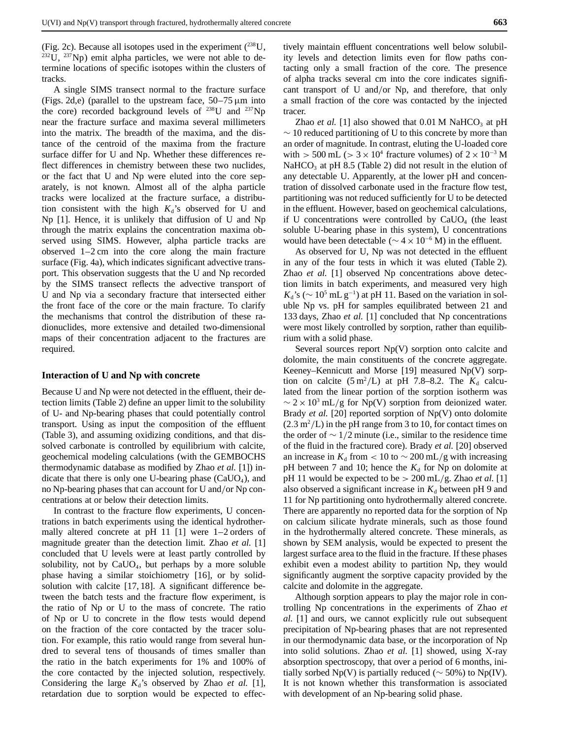(Fig. 2c). Because all isotopes used in the experiment ($^{238}$U, $^{232}$U, $^{237}$Np) emit alpha particles, we were not able to determine locations of specific isotopes within the clusters of tracks.

A single SIMS transect normal to the fracture surface (Figs. 2d,e) (parallel to the upstream face, 50–75 μm into the core) recorded background levels of $^{238}$U and $^{237}$Np near the fracture surface and maxima several millimeters into the matrix. The breadth of the maxima, and the distance of the centroid of the maxima from the fracture surface differ for U and Np. Whether these differences reflect differences in chemistry between these two nuclides, or the fact that U and Np were eluted into the core separately, is not known. Almost all of the alpha particle tracks were localized at the fracture surface, a distribution consistent with the high $K_d$'s observed for U and Np [1]. Hence, it is unlikely that diffusion of U and Np through the matrix explains the concentration maxima observed using SIMS. However, alpha particle tracks are observed 1–2 cm into the core along the main fracture surface (Fig. 4a), which indicates significant advective transport. This observation suggests that the U and Np recorded by the SIMS transect reflects the advective transport of U and Np via a secondary fracture that intersected either the front face of the core or the main fracture. To clarify the mechanisms that control the distribution of these radionuclides, more extensive and detailed two-dimensional maps of their concentration adjacent to the fractures are required.

### Interaction of U and Np with concrete

Because U and Np were not detected in the effluent, their detection limits (Table 2) define an upper limit to the solubility of U- and Np-bearing phases that could potentially control transport. Using as input the composition of the effluent (Table 3), and assuming oxidizing conditions, and that dissolved carbonate is controlled by equilibrium with calcite, geochemical modeling calculations (with the GEMBOCHS thermodynamic database as modified by Zhao *et al.* [1]) indicate that there is only one U-bearing phase ($CaUO_4$), and no Np-bearing phases that can account for U and/or Np concentrations at or below their detection limits.

In contrast to the fracture flow experiments, U concentrations in batch experiments using the identical hydrothermally altered concrete at pH 11 [1] were 1–2 orders of magnitude greater than the detection limit. Zhao *et al.* [1] concluded that U levels were at least partly controlled by solubility, not by $CaUO_4$, but perhaps by a more soluble phase having a similar stoichiometry [16], or by solid-solution with calcite [17, 18]. A significant difference between the batch tests and the fracture flow experiment, is the ratio of Np or U to the mass of concrete. The ratio of Np or U to concrete in the flow tests would depend on the fraction of the core contacted by the tracer solution. For example, this ratio would range from several hundred to several tens of thousands of times smaller than the ratio in the batch experiments for 1% and 100% of the core contacted by the injected solution, respectively. Considering the large $K_d$'s observed by Zhao *et al.* [1], retardation due to sorption would be expected to effectively maintain effluent concentrations well below solubility levels and detection limits even for flow paths contacting only a small fraction of the core. The presence of alpha tracks several cm into the core indicates significant transport of U and/or Np, and therefore, that only a small fraction of the core was contacted by the injected tracer.

Zhao *et al.* [1] also showed that 0.01 M $NaHCO_3$ at pH $\sim 10$ reduced partitioning of U to this concrete by more than an order of magnitude. In contrast, eluting the U-loaded core with $> 500$ mL ($> 3 \times 10^4$ fracture volumes) of $2 \times 10^{-3}$ M $NaHCO_3$ at pH 8.5 (Table 2) did not result in the elution of any detectable U. Apparently, at the lower pH and concentration of dissolved carbonate used in the fracture flow test, partitioning was not reduced sufficiently for U to be detected in the effluent. However, based on geochemical calculations, if U concentrations were controlled by $CaUO_4$ (the least soluble U-bearing phase in this system), U concentrations would have been detectable ($\sim 4 \times 10^{-6}$ M) in the effluent.

As observed for U, Np was not detected in the effluent in any of the four tests in which it was eluted (Table 2). Zhao *et al.* [1] observed Np concentrations above detection limits in batch experiments, and measured very high $K_d$'s ($\sim 10^5$ mL g$^{-1}$) at pH 11. Based on the variation in soluble Np vs. pH for samples equilibrated between 21 and 133 days, Zhao *et al.* [1] concluded that Np concentrations were most likely controlled by sorption, rather than equilibrium with a solid phase.

Several sources report Np(V) sorption onto calcite and dolomite, the main constituents of the concrete aggregate. Keeney–Kennicutt and Morse [19] measured Np(V) sorption on calcite (5 m$^2$/L) at pH 7.8–8.2. The $K_d$ calculated from the linear portion of the sorption isotherm was $\sim 2 \times 10^3$ mL/g for Np(V) sorption from deionized water. Brady *et al.* [20] reported sorption of Np(V) onto dolomite (2.3 m$^2$/L) in the pH range from 3 to 10, for contact times on the order of $\sim 1/2$ minute (i.e., similar to the residence time of the fluid in the fractured core). Brady *et al.* [20] observed an increase in $K_d$ from $< 10$ to $\sim 200$ mL/g with increasing pH between 7 and 10; hence the $K_d$ for Np on dolomite at pH 11 would be expected to be $> 200$ mL/g. Zhao *et al.* [1] also observed a significant increase in $K_d$ between pH 9 and 11 for Np partitioning onto hydrothermally altered concrete. There are apparently no reported data for the sorption of Np on calcium silicate hydrate minerals, such as those found in the hydrothermally altered concrete. These minerals, as shown by SEM analysis, would be expected to present the largest surface area to the fluid in the fracture. If these phases exhibit even a modest ability to partition Np, they would significantly augment the sorptive capacity provided by the calcite and dolomite in the aggregate.

Although sorption appears to play the major role in controlling Np concentrations in the experiments of Zhao *et al.* [1] and ours, we cannot explicitly rule out subsequent precipitation of Np-bearing phases that are not represented in our thermodynamic data base, or the incorporation of Np into solid solutions. Zhao *et al.* [1] showed, using X-ray absorption spectroscopy, that over a period of 6 months, initially sorbed Np(V) is partially reduced ($\sim 50\%$) to Np(IV). It is not known whether this transformation is associated with development of an Np-bearing solid phase.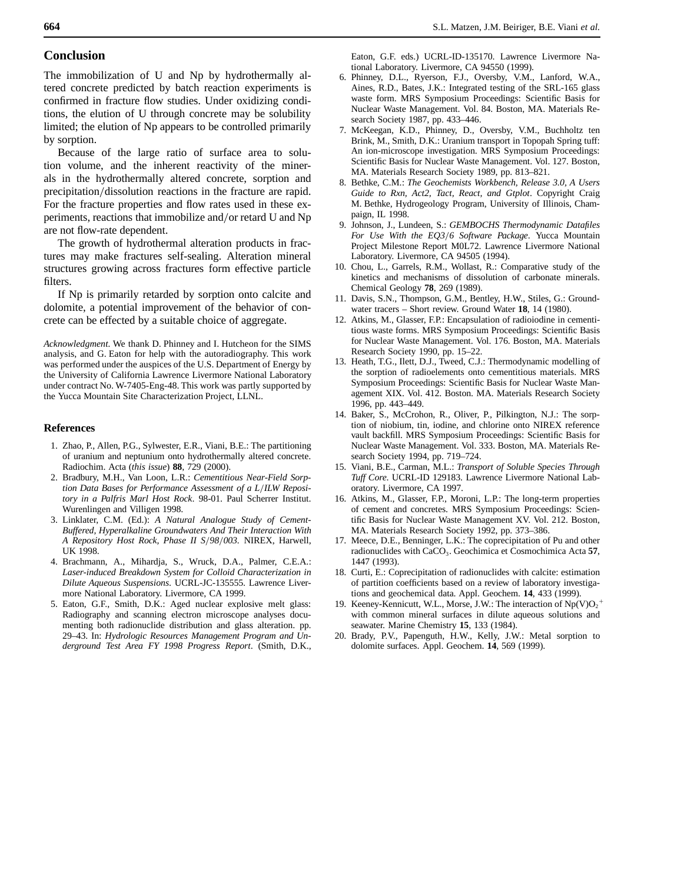## Conclusion

The immobilization of U and Np by hydrothermally altered concrete predicted by batch reaction experiments is confirmed in fracture flow studies. Under oxidizing conditions, the elution of U through concrete may be solubility limited; the elution of Np appears to be controlled primarily by sorption.

Because of the large ratio of surface area to solution volume, and the inherent reactivity of the minerals in the hydrothermally altered concrete, sorption and precipitation/dissolution reactions in the fracture are rapid. For the fracture properties and flow rates used in these experiments, reactions that immobilize and/or retard U and Np are not flow-rate dependent.

The growth of hydrothermal alteration products in fractures may make fractures self-sealing. Alteration mineral structures growing across fractures form effective particle filters.

If Np is primarily retarded by sorption onto calcite and dolomite, a potential improvement of the behavior of concrete can be effected by a suitable choice of aggregate.

*Acknowledgment.* We thank D. Phinney and I. Hutcheon for the SIMS analysis, and G. Eaton for help with the autoradiography. This work was performed under the auspices of the U.S. Department of Energy by the University of California Lawrence Livermore National Laboratory under contract No. W-7405-Eng-48. This work was partly supported by the Yucca Mountain Site Characterization Project, LLNL.

### References

1. Zhao, P., Allen, P.G., Sylwester, E.R., Viani, B.E.: The partitioning of uranium and neptunium onto hydrothermally altered concrete. Radiochim. Acta (*this issue*) **88**, 729 (2000).
2. Bradbury, M.H., Van Loon, L.R.: *Cementitious Near-Field Sorption Data Bases for Performance Assessment of a L/ILW Repository in a Palfris Marl Host Rock*. 98-01. Paul Scherrer Institut. Wurenlingen and Villigen 1998.
3. Linklater, C.M. (Ed.): *A Natural Analogue Study of Cement-Buffered, Hyperalkaline Groundwaters And Their Interaction With A Repository Host Rock, Phase II S/98/003.* NIREX, Harwell, UK 1998.
4. Brachmann, A., Mihardja, S., Wruck, D.A., Palmer, C.E.A.: *Laser-induced Breakdown System for Colloid Characterization in Dilute Aqueous Suspensions*. UCRL-JC-135555. Lawrence Livermore National Laboratory. Livermore, CA 1999.
5. Eaton, G.F., Smith, D.K.: Aged nuclear explosive melt glass: Radiography and scanning electron microscope analyses documenting both radionuclide distribution and glass alteration. pp. 29–43. In: *Hydrologic Resources Management Program and Underground Test Area FY 1998 Progress Report*. (Smith, D.K., Eaton, G.F. eds.) UCRL-ID-135170. Lawrence Livermore National Laboratory. Livermore, CA 94550 (1999).
6. Phinney, D.L., Ryerson, F.J., Oversby, V.M., Lanford, W.A., Aines, R.D., Bates, J.K.: Integrated testing of the SRL-165 glass waste form. MRS Symposium Proceedings: Scientific Basis for Nuclear Waste Management. Vol. 84. Boston, MA. Materials Research Society 1987, pp. 433–446.
7. McKeegan, K.D., Phinney, D., Oversby, V.M., Buchholtz ten Brink, M., Smith, D.K.: Uranium transport in Topopah Spring tuff: An ion-microscope investigation. MRS Symposium Proceedings: Scientific Basis for Nuclear Waste Management. Vol. 127. Boston, MA. Materials Research Society 1989, pp. 813–821.
8. Bethke, C.M.: *The Geochemists Workbench, Release 3.0, A Users Guide to Rxn, Act2, Tact, React, and Gtplot*. Copyright Craig M. Bethke, Hydrogeology Program, University of Illinois, Champaign, IL 1998.
9. Johnson, J., Lundeen, S.: *GEMBOCHS Thermodynamic Datafiles For Use With the EQ3/6 Software Package*. Yucca Mountain Project Milestone Report M0L72. Lawrence Livermore National Laboratory. Livermore, CA 94505 (1994).
10. Chou, L., Garrels, R.M., Wollast, R.: Comparative study of the kinetics and mechanisms of dissolution of carbonate minerals. Chemical Geology **78**, 269 (1989).
11. Davis, S.N., Thompson, G.M., Bentley, H.W., Stiles, G.: Groundwater tracers – Short review. Ground Water **18**, 14 (1980).
12. Atkins, M., Glasser, F.P.: Encapsulation of radioiodine in cementitious waste forms. MRS Symposium Proceedings: Scientific Basis for Nuclear Waste Management. Vol. 176. Boston, MA. Materials Research Society 1990, pp. 15–22.
13. Heath, T.G., Ilett, D.J., Tweed, C.J.: Thermodynamic modelling of the sorption of radioelements onto cementitious materials. MRS Symposium Proceedings: Scientific Basis for Nuclear Waste Management XIX. Vol. 412. Boston. MA. Materials Research Society 1996, pp. 443–449.
14. Baker, S., McCrohon, R., Oliver, P., Pilkington, N.J.: The sorption of niobium, tin, iodine, and chlorine onto NIREX reference vault backfill. MRS Symposium Proceedings: Scientific Basis for Nuclear Waste Management. Vol. 333. Boston, MA. Materials Research Society 1994, pp. 719–724.
15. Viani, B.E., Carman, M.L.: *Transport of Soluble Species Through Tuff Core.* UCRL-ID 129183. Lawrence Livermore National Laboratory. Livermore, CA 1997.
16. Atkins, M., Glasser, F.P., Moroni, L.P.: The long-term properties of cement and concretes. MRS Symposium Proceedings: Scientific Basis for Nuclear Waste Management XV. Vol. 212. Boston, MA. Materials Research Society 1992, pp. 373–386.
17. Meece, D.E., Benninger, L.K.: The coprecipitation of Pu and other radionuclides with $CaCO_3$. Geochimica et Cosmochimica Acta **57**, 1447 (1993).
18. Curti, E.: Coprecipitation of radionuclides with calcite: estimation of partition coefficients based on a review of laboratory investigations and geochemical data. Appl. Geochem. **14**, 433 (1999).
19. Keeney-Kennicutt, W.L., Morse, J.W.: The interaction of $Np(V)O_2^+$ with common mineral surfaces in dilute aqueous solutions and seawater. Marine Chemistry **15**, 133 (1984).
20. Brady, P.V., Papenguth, H.W., Kelly, J.W.: Metal sorption to dolomite surfaces. Appl. Geochem. **14**, 569 (1999).